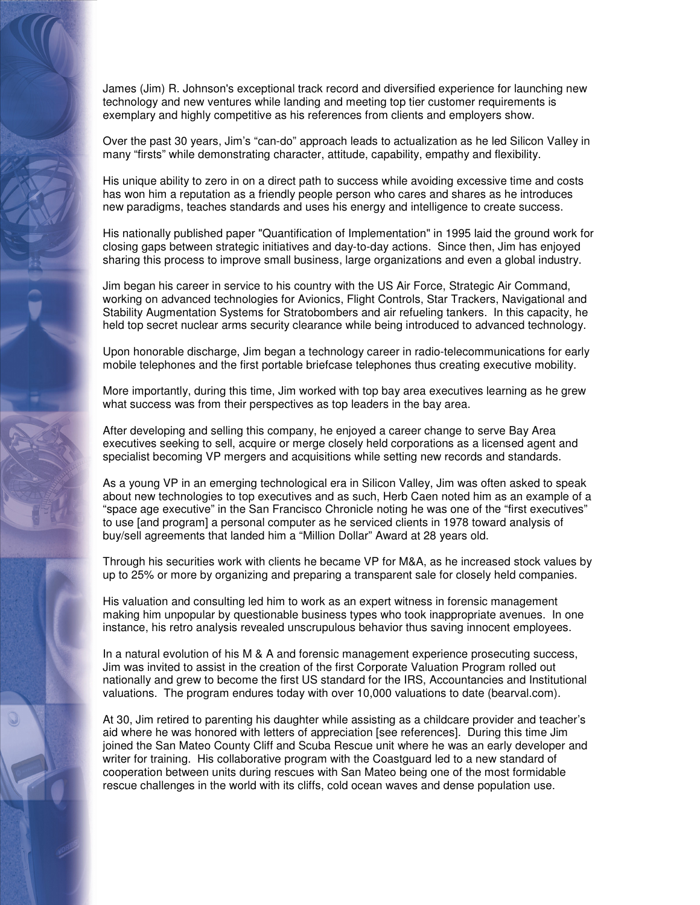James (Jim) R. Johnson's exceptional track record and diversified experience for launching new technology and new ventures while landing and meeting top tier customer requirements is exemplary and highly competitive as his references from clients and employers show.

Over the past 30 years, Jim's "can-do" approach leads to actualization as he led Silicon Valley in many "firsts" while demonstrating character, attitude, capability, empathy and flexibility.

His unique ability to zero in on a direct path to success while avoiding excessive time and costs has won him a reputation as a friendly people person who cares and shares as he introduces new paradigms, teaches standards and uses his energy and intelligence to create success.

His nationally published paper "Quantification of Implementation" in 1995 laid the ground work for closing gaps between strategic initiatives and day-to-day actions. Since then, Jim has enjoyed sharing this process to improve small business, large organizations and even a global industry.

Jim began his career in service to his country with the US Air Force, Strategic Air Command, working on advanced technologies for Avionics, Flight Controls, Star Trackers, Navigational and Stability Augmentation Systems for Stratobombers and air refueling tankers. In this capacity, he held top secret nuclear arms security clearance while being introduced to advanced technology.

Upon honorable discharge, Jim began a technology career in radio-telecommunications for early mobile telephones and the first portable briefcase telephones thus creating executive mobility.

More importantly, during this time, Jim worked with top bay area executives learning as he grew what success was from their perspectives as top leaders in the bay area.

After developing and selling this company, he enjoyed a career change to serve Bay Area executives seeking to sell, acquire or merge closely held corporations as a licensed agent and specialist becoming VP mergers and acquisitions while setting new records and standards.

As a young VP in an emerging technological era in Silicon Valley, Jim was often asked to speak about new technologies to top executives and as such, Herb Caen noted him as an example of a "space age executive" in the San Francisco Chronicle noting he was one of the "first executives" to use [and program] a personal computer as he serviced clients in 1978 toward analysis of buy/sell agreements that landed him a "Million Dollar" Award at 28 years old.

Through his securities work with clients he became VP for M&A, as he increased stock values by up to 25% or more by organizing and preparing a transparent sale for closely held companies.

His valuation and consulting led him to work as an expert witness in forensic management making him unpopular by questionable business types who took inappropriate avenues. In one instance, his retro analysis revealed unscrupulous behavior thus saving innocent employees.

In a natural evolution of his M & A and forensic management experience prosecuting success, Jim was invited to assist in the creation of the first Corporate Valuation Program rolled out nationally and grew to become the first US standard for the IRS, Accountancies and Institutional valuations. The program endures today with over 10,000 valuations to date (bearval.com).

At 30, Jim retired to parenting his daughter while assisting as a childcare provider and teacher's aid where he was honored with letters of appreciation [see references]. During this time Jim joined the San Mateo County Cliff and Scuba Rescue unit where he was an early developer and writer for training. His collaborative program with the Coastguard led to a new standard of cooperation between units during rescues with San Mateo being one of the most formidable rescue challenges in the world with its cliffs, cold ocean waves and dense population use.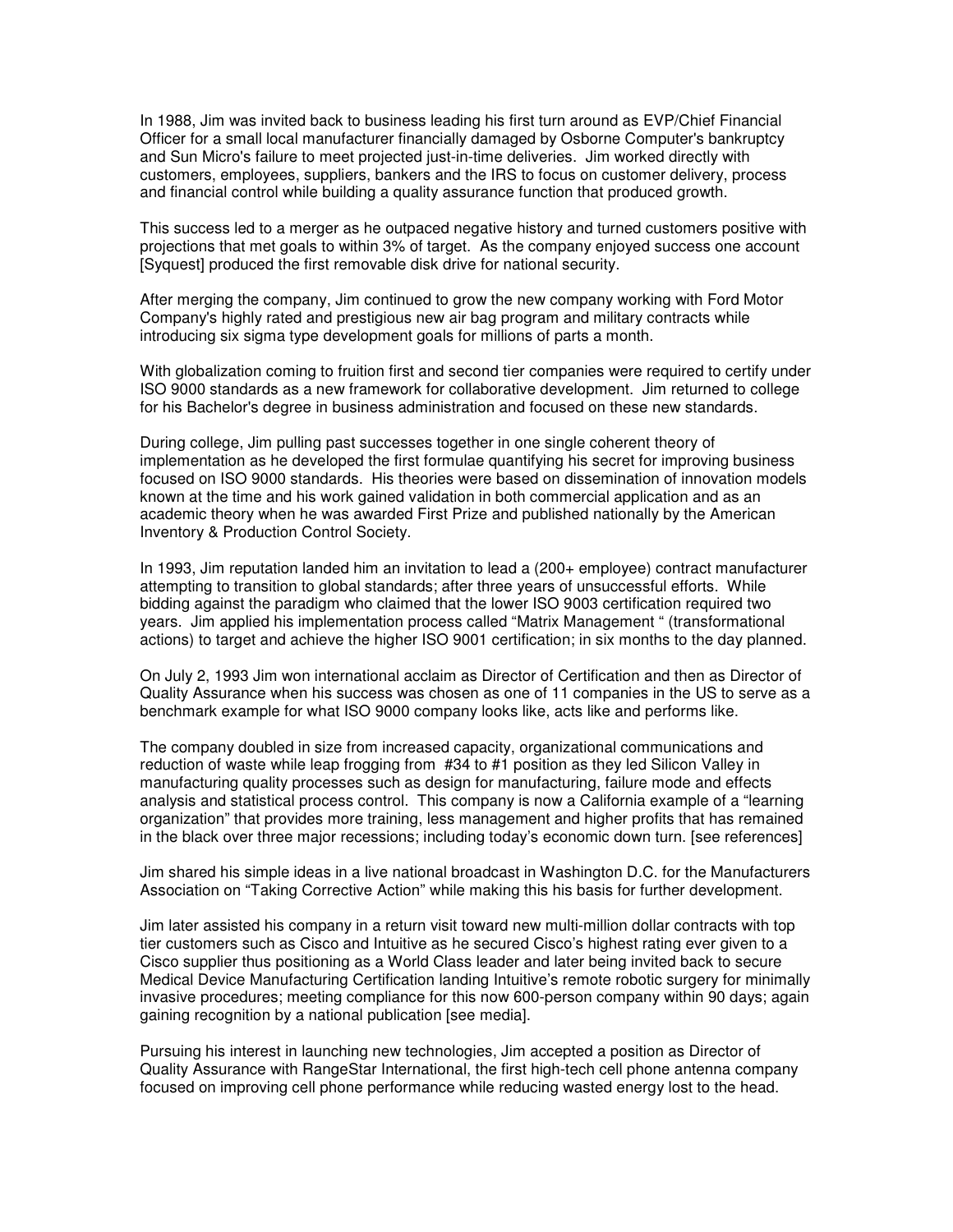In 1988, Jim was invited back to business leading his first turn around as EVP/Chief Financial Officer for a small local manufacturer financially damaged by Osborne Computer's bankruptcy and Sun Micro's failure to meet projected just-in-time deliveries. Jim worked directly with customers, employees, suppliers, bankers and the IRS to focus on customer delivery, process and financial control while building a quality assurance function that produced growth.

This success led to a merger as he outpaced negative history and turned customers positive with projections that met goals to within 3% of target. As the company enjoyed success one account [Syquest] produced the first removable disk drive for national security.

After merging the company, Jim continued to grow the new company working with Ford Motor Company's highly rated and prestigious new air bag program and military contracts while introducing six sigma type development goals for millions of parts a month.

With globalization coming to fruition first and second tier companies were required to certify under ISO 9000 standards as a new framework for collaborative development. Jim returned to college for his Bachelor's degree in business administration and focused on these new standards.

During college, Jim pulling past successes together in one single coherent theory of implementation as he developed the first formulae quantifying his secret for improving business focused on ISO 9000 standards. His theories were based on dissemination of innovation models known at the time and his work gained validation in both commercial application and as an academic theory when he was awarded First Prize and published nationally by the American Inventory & Production Control Society.

In 1993, Jim reputation landed him an invitation to lead a (200+ employee) contract manufacturer attempting to transition to global standards; after three years of unsuccessful efforts. While bidding against the paradigm who claimed that the lower ISO 9003 certification required two years. Jim applied his implementation process called "Matrix Management " (transformational actions) to target and achieve the higher ISO 9001 certification; in six months to the day planned.

On July 2, 1993 Jim won international acclaim as Director of Certification and then as Director of Quality Assurance when his success was chosen as one of 11 companies in the US to serve as a benchmark example for what ISO 9000 company looks like, acts like and performs like.

The company doubled in size from increased capacity, organizational communications and reduction of waste while leap frogging from #34 to #1 position as they led Silicon Valley in manufacturing quality processes such as design for manufacturing, failure mode and effects analysis and statistical process control. This company is now a California example of a "learning organization" that provides more training, less management and higher profits that has remained in the black over three major recessions; including today's economic down turn. [see references]

Jim shared his simple ideas in a live national broadcast in Washington D.C. for the Manufacturers Association on "Taking Corrective Action" while making this his basis for further development.

Jim later assisted his company in a return visit toward new multi-million dollar contracts with top tier customers such as Cisco and Intuitive as he secured Cisco's highest rating ever given to a Cisco supplier thus positioning as a World Class leader and later being invited back to secure Medical Device Manufacturing Certification landing Intuitive's remote robotic surgery for minimally invasive procedures; meeting compliance for this now 600-person company within 90 days; again gaining recognition by a national publication [see media].

Pursuing his interest in launching new technologies, Jim accepted a position as Director of Quality Assurance with RangeStar International, the first high-tech cell phone antenna company focused on improving cell phone performance while reducing wasted energy lost to the head.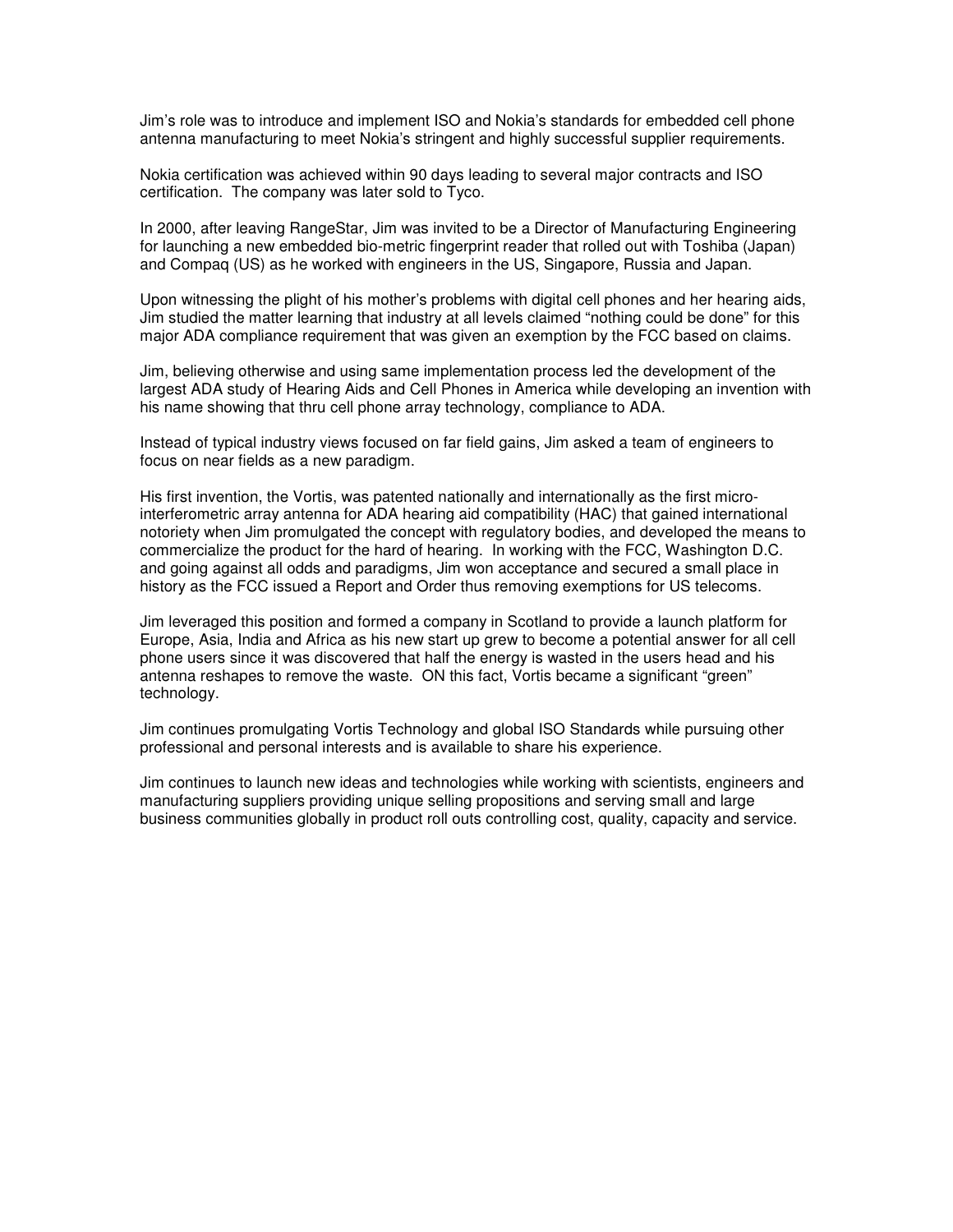Jim's role was to introduce and implement ISO and Nokia's standards for embedded cell phone antenna manufacturing to meet Nokia's stringent and highly successful supplier requirements.

Nokia certification was achieved within 90 days leading to several major contracts and ISO certification. The company was later sold to Tyco.

In 2000, after leaving RangeStar, Jim was invited to be a Director of Manufacturing Engineering for launching a new embedded bio-metric fingerprint reader that rolled out with Toshiba (Japan) and Compaq (US) as he worked with engineers in the US, Singapore, Russia and Japan.

Upon witnessing the plight of his mother's problems with digital cell phones and her hearing aids, Jim studied the matter learning that industry at all levels claimed "nothing could be done" for this major ADA compliance requirement that was given an exemption by the FCC based on claims.

Jim, believing otherwise and using same implementation process led the development of the largest ADA study of Hearing Aids and Cell Phones in America while developing an invention with his name showing that thru cell phone array technology, compliance to ADA.

Instead of typical industry views focused on far field gains, Jim asked a team of engineers to focus on near fields as a new paradigm.

His first invention, the Vortis, was patented nationally and internationally as the first micro-interferometric array antenna for ADA hearing aid compatibility (HAC) that gained international notoriety when Jim promulgated the concept with regulatory bodies, and developed the means to commercialize the product for the hard of hearing. In working with the FCC, Washington D.C. and going against all odds and paradigms, Jim won acceptance and secured a small place in history as the FCC issued a Report and Order thus removing exemptions for US telecoms.

Jim leveraged this position and formed a company in Scotland to provide a launch platform for Europe, Asia, India and Africa as his new start up grew to become a potential answer for all cell phone users since it was discovered that half the energy is wasted in the users head and his antenna reshapes to remove the waste. ON this fact, Vortis became a significant "green" technology.

Jim continues promulgating Vortis Technology and global ISO Standards while pursuing other professional and personal interests and is available to share his experience.

Jim continues to launch new ideas and technologies while working with scientists, engineers and manufacturing suppliers providing unique selling propositions and serving small and large business communities globally in product roll outs controlling cost, quality, capacity and service.